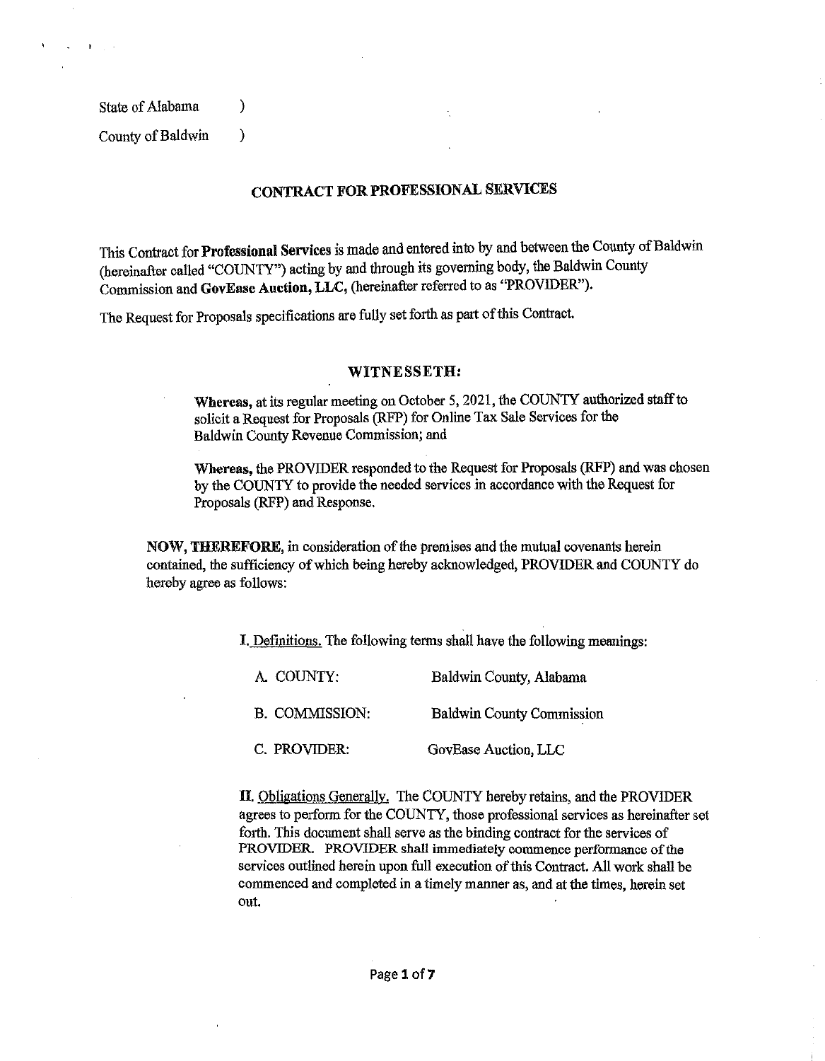State of Alabama )

County of Baldwin )

## CONTRACT FOR PROFESSIONAL SERVICES

This Contract for **Professional Services** is made and entered into by and between the County of Baldwin (hereinafter called "COUNTY") acting by and through its governing body, the Baldwin County Commission and **GovEase Auction, LLC,** (hereinafter referred to as "PROVIDER").

The Request for Proposals specifications are fully set forth as part of this Contract.

### WITNESSETH:

**Whereas,** at its regular meeting on October 5, 2021, the COUNTY authorized staff to solicit a Request for Proposals (RFP) for Online Tax Sale Services for the Baldwin County Revenue Commission; and

**Whereas,** the PROVIDER responded to the Request for Proposals (RFP) and was chosen by the COUNTY to provide the needed services in accordance with the Request for Proposals (RFP) and Response.

**NOW, THEREFORE,** in consideration of the premises and the mutual covenants herein contained, the sufficiency of which being hereby acknowledged, PROVIDER and COUNTY do hereby agree as follows:

I. Definitions. The following terms shall have the following meanings:

| | |
|---|---|
| A. COUNTY: | Baldwin County, Alabama |
| B. COMMISSION: | Baldwin County Commission |
| C. PROVIDER: | GovEase Auction, LLC |

II. Obligations Generally. The COUNTY hereby retains, and the PROVIDER agrees to perform for the COUNTY, those professional services as hereinafter set forth. This document shall serve as the binding contract for the services of PROVIDER. PROVIDER shall immediately commence performance of the services outlined herein upon full execution of this Contract. All work shall be commenced and completed in a timely manner as, and at the times, herein set out.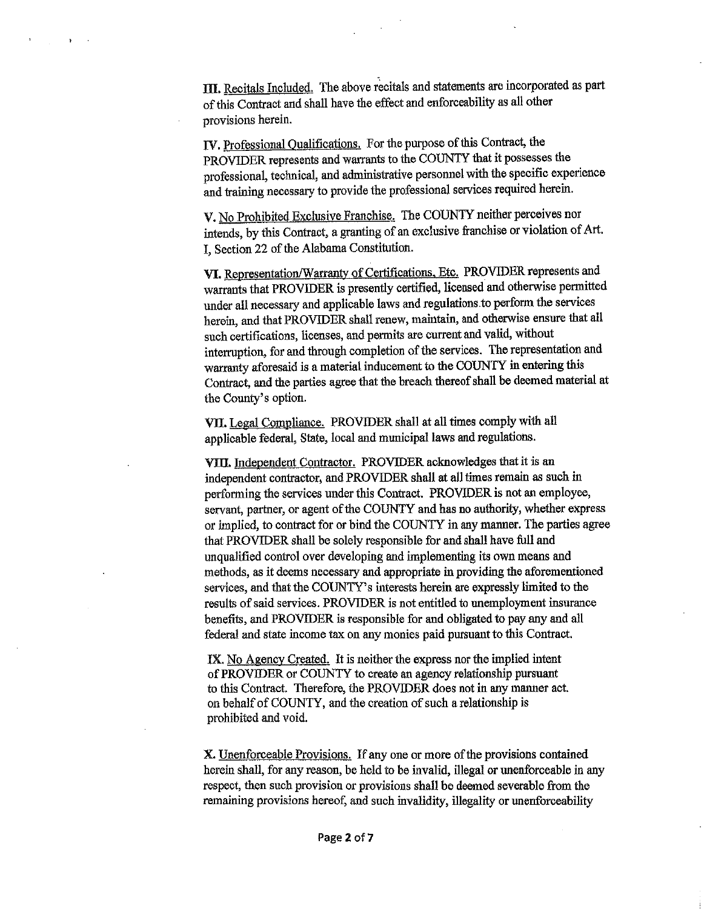**III.** Recitals Included. The above recitals and statements are incorporated as part of this Contract and shall have the effect and enforceability as all other provisions herein.

**IV.** Professional Qualifications. For the purpose of this Contract, the PROVIDER represents and warrants to the COUNTY that it possesses the professional, technical, and administrative personnel with the specific experience and training necessary to provide the professional services required herein.

**V.** No Prohibited Exclusive Franchise. The COUNTY neither perceives nor intends, by this Contract, a granting of an exclusive franchise or violation of Art. I, Section 22 of the Alabama Constitution.

**VI.** Representation/Warranty of Certifications, Etc. PROVIDER represents and warrants that PROVIDER is presently certified, licensed and otherwise permitted under all necessary and applicable laws and regulations to perform the services herein, and that PROVIDER shall renew, maintain, and otherwise ensure that all such certifications, licenses, and permits are current and valid, without interruption, for and through completion of the services. The representation and warranty aforesaid is a material inducement to the COUNTY in entering this Contract, and the parties agree that the breach thereof shall be deemed material at the County's option.

**VII.** Legal Compliance. PROVIDER shall at all times comply with all applicable federal, State, local and municipal laws and regulations.

**VIII.** Independent Contractor. PROVIDER acknowledges that it is an independent contractor, and PROVIDER shall at all times remain as such in performing the services under this Contract. PROVIDER is not an employee, servant, partner, or agent of the COUNTY and has no authority, whether express or implied, to contract for or bind the COUNTY in any manner. The parties agree that PROVIDER shall be solely responsible for and shall have full and unqualified control over developing and implementing its own means and methods, as it deems necessary and appropriate in providing the aforementioned services, and that the COUNTY's interests herein are expressly limited to the results of said services. PROVIDER is not entitled to unemployment insurance benefits, and PROVIDER is responsible for and obligated to pay any and all federal and state income tax on any monies paid pursuant to this Contract.

**IX.** No Agency Created. It is neither the express nor the implied intent of PROVIDER or COUNTY to create an agency relationship pursuant to this Contract. Therefore, the PROVIDER does not in any manner act on behalf of COUNTY, and the creation of such a relationship is prohibited and void.

**X.** Unenforceable Provisions. If any one or more of the provisions contained herein shall, for any reason, be held to be invalid, illegal or unenforceable in any respect, then such provision or provisions shall be deemed severable from the remaining provisions hereof, and such invalidity, illegality or unenforceability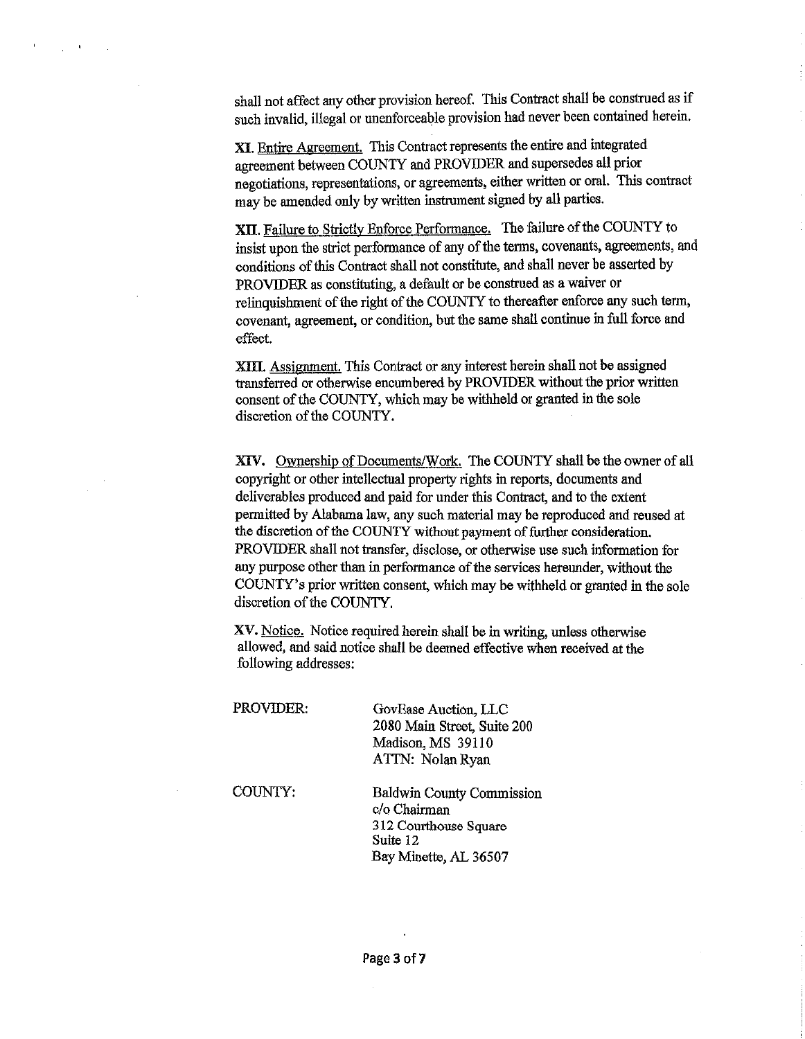shall not affect any other provision hereof. This Contract shall be construed as if such invalid, illegal or unenforceable provision had never been contained herein.

**XI**. Entire Agreement. This Contract represents the entire and integrated agreement between COUNTY and PROVIDER and supersedes all prior negotiations, representations, or agreements, either written or oral. This contract may be amended only by written instrument signed by all parties.

**XII**. Failure to Strictly Enforce Performance. The failure of the COUNTY to insist upon the strict performance of any of the terms, covenants, agreements, and conditions of this Contract shall not constitute, and shall never be asserted by PROVIDER as constituting, a default or be construed as a waiver or relinquishment of the right of the COUNTY to thereafter enforce any such term, covenant, agreement, or condition, but the same shall continue in full force and effect.

**XIII**. Assignment. This Contract or any interest herein shall not be assigned transferred or otherwise encumbered by PROVIDER without the prior written consent of the COUNTY, which may be withheld or granted in the sole discretion of the COUNTY.

**XIV**. Ownership of Documents/Work. The COUNTY shall be the owner of all copyright or other intellectual property rights in reports, documents and deliverables produced and paid for under this Contract, and to the extent permitted by Alabama law, any such material may be reproduced and reused at the discretion of the COUNTY without payment of further consideration. PROVIDER shall not transfer, disclose, or otherwise use such information for any purpose other than in performance of the services hereunder, without the COUNTY's prior written consent, which may be withheld or granted in the sole discretion of the COUNTY.

**XV**. Notice. Notice required herein shall be in writing, unless otherwise allowed, and said notice shall be deemed effective when received at the following addresses:

PROVIDER:

GovEase Auction, LLC
2080 Main Street, Suite 200
Madison, MS 39110
ATTN: Nolan Ryan

COUNTY:

Baldwin County Commission
c/o Chairman
312 Courthouse Square
Suite 12
Bay Minette, AL 36507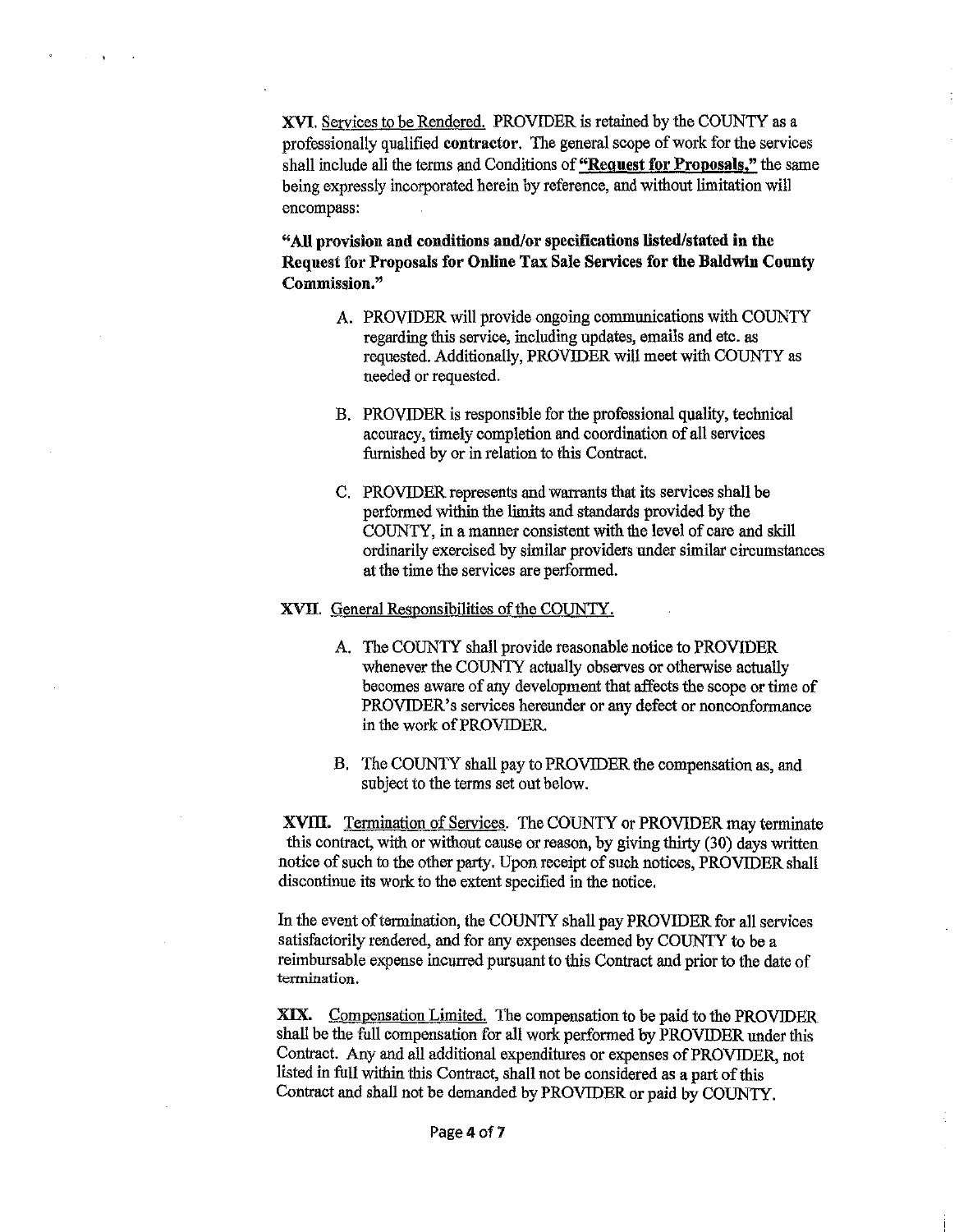**XVI.** Services to be Rendered. PROVIDER is retained by the COUNTY as a professionally qualified **contractor**. The general scope of work for the services shall include all the terms and Conditions of **"Request for Proposals,"** the same being expressly incorporated herein by reference, and without limitation will encompass:

**"All provision and conditions and/or specifications listed/stated in the Request for Proposals for Online Tax Sale Services for the Baldwin County Commission."**

A. PROVIDER will provide ongoing communications with COUNTY regarding this service, including updates, emails and etc. as requested. Additionally, PROVIDER will meet with COUNTY as needed or requested.

B. PROVIDER is responsible for the professional quality, technical accuracy, timely completion and coordination of all services furnished by or in relation to this Contract.

C. PROVIDER represents and warrants that its services shall be performed within the limits and standards provided by the COUNTY, in a manner consistent with the level of care and skill ordinarily exercised by similar providers under similar circumstances at the time the services are performed.

**XVII.** General Responsibilities of the COUNTY.

A. The COUNTY shall provide reasonable notice to PROVIDER whenever the COUNTY actually observes or otherwise actually becomes aware of any development that affects the scope or time of PROVIDER's services hereunder or any defect or nonconformance in the work of PROVIDER.

B. The COUNTY shall pay to PROVIDER the compensation as, and subject to the terms set out below.

**XVIII.** Termination of Services. The COUNTY or PROVIDER may terminate this contract, with or without cause or reason, by giving thirty (30) days written notice of such to the other party. Upon receipt of such notices, PROVIDER shall discontinue its work to the extent specified in the notice.

In the event of termination, the COUNTY shall pay PROVIDER for all services satisfactorily rendered, and for any expenses deemed by COUNTY to be a reimbursable expense incurred pursuant to this Contract and prior to the date of termination.

**XIX.** Compensation Limited. The compensation to be paid to the PROVIDER shall be the full compensation for all work performed by PROVIDER under this Contract. Any and all additional expenditures or expenses of PROVIDER, not listed in full within this Contract, shall not be considered as a part of this Contract and shall not be demanded by PROVIDER or paid by COUNTY.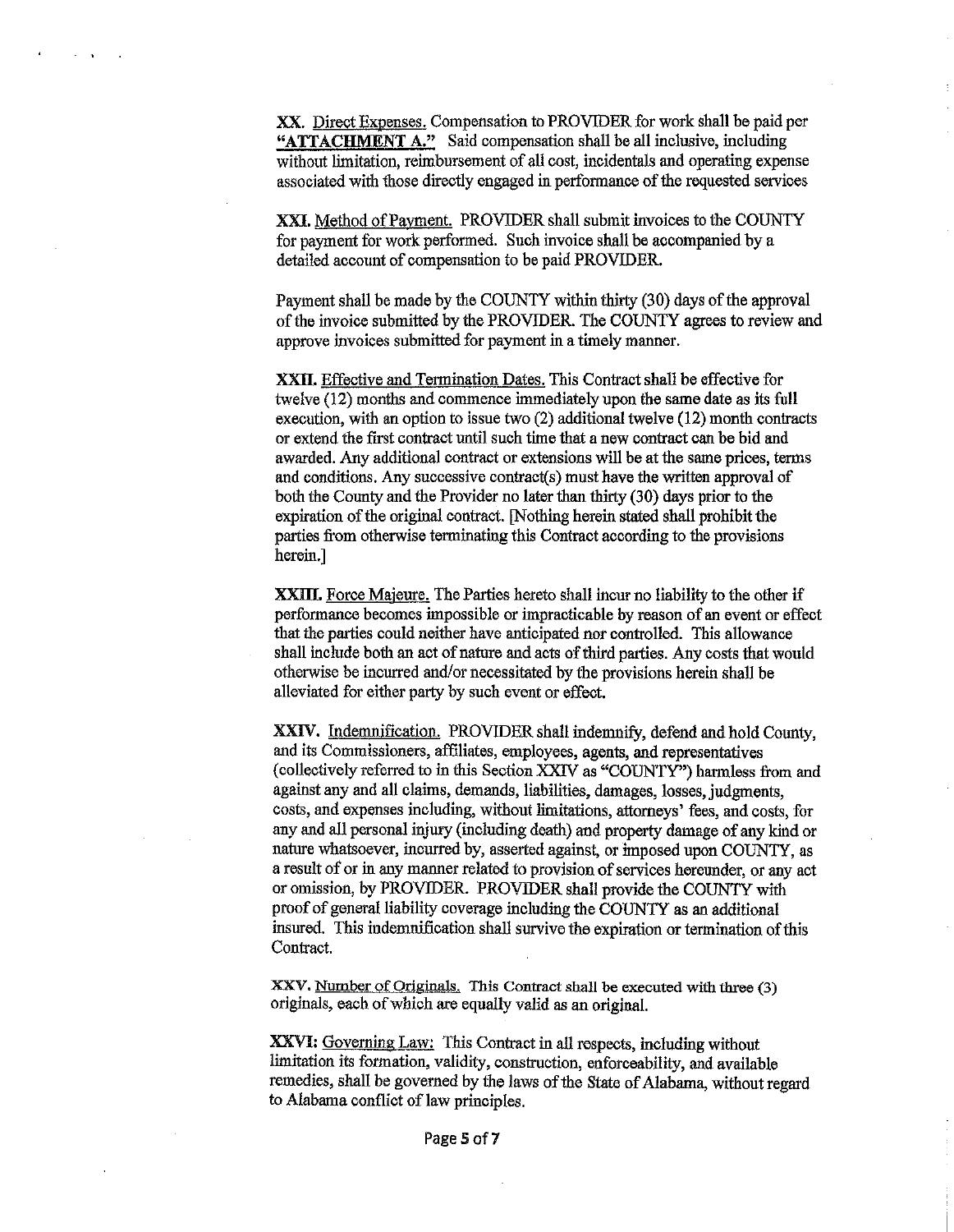**XX.** Direct Expenses. Compensation to PROVIDER for work shall be paid per **"ATTACHMENT A."** Said compensation shall be all inclusive, including without limitation, reimbursement of all cost, incidentals and operating expense associated with those directly engaged in performance of the requested services

**XXI.** Method of Payment. PROVIDER shall submit invoices to the COUNTY for payment for work performed. Such invoice shall be accompanied by a detailed account of compensation to be paid PROVIDER.

Payment shall be made by the COUNTY within thirty (30) days of the approval of the invoice submitted by the PROVIDER. The COUNTY agrees to review and approve invoices submitted for payment in a timely manner.

**XXII.** Effective and Termination Dates. This Contract shall be effective for twelve (12) months and commence immediately upon the same date as its full execution, with an option to issue two (2) additional twelve (12) month contracts or extend the first contract until such time that a new contract can be bid and awarded. Any additional contract or extensions will be at the same prices, terms and conditions. Any successive contract(s) must have the written approval of both the County and the Provider no later than thirty (30) days prior to the expiration of the original contract. [Nothing herein stated shall prohibit the parties from otherwise terminating this Contract according to the provisions herein.]

**XXIII.** Force Majeure. The Parties hereto shall incur no liability to the other if performance becomes impossible or impracticable by reason of an event or effect that the parties could neither have anticipated nor controlled. This allowance shall include both an act of nature and acts of third parties. Any costs that would otherwise be incurred and/or necessitated by the provisions herein shall be alleviated for either party by such event or effect.

**XXIV.** Indemnification. PROVIDER shall indemnify, defend and hold County, and its Commissioners, affiliates, employees, agents, and representatives (collectively referred to in this Section XXIV as "COUNTY") harmless from and against any and all claims, demands, liabilities, damages, losses, judgments, costs, and expenses including, without limitations, attorneys' fees, and costs, for any and all personal injury (including death) and property damage of any kind or nature whatsoever, incurred by, asserted against, or imposed upon COUNTY, as a result of or in any manner related to provision of services hereunder, or any act or omission, by PROVIDER. PROVIDER shall provide the COUNTY with proof of general liability coverage including the COUNTY as an additional insured. This indemnification shall survive the expiration or termination of this Contract.

**XXV.** Number of Originals. This Contract shall be executed with three (3) originals, each of which are equally valid as an original.

**XXVI:** Governing Law: This Contract in all respects, including without limitation its formation, validity, construction, enforceability, and available remedies, shall be governed by the laws of the State of Alabama, without regard to Alabama conflict of law principles.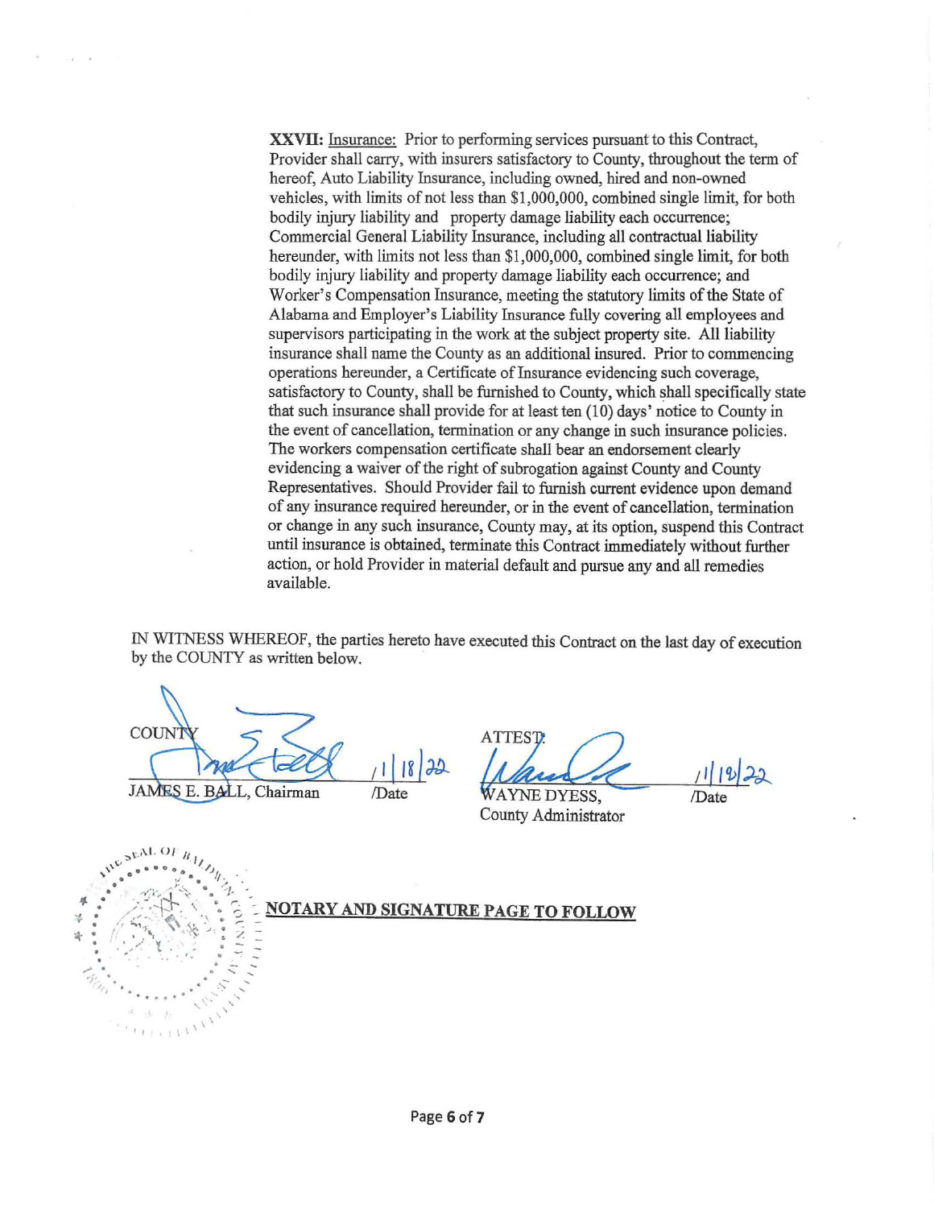**XXVII:** Insurance: Prior to performing services pursuant to this Contract, Provider shall carry, with insurers satisfactory to County, throughout the term of hereof, Auto Liability Insurance, including owned, hired and non-owned vehicles, with limits of not less than $1,000,000, combined single limit, for both bodily injury liability and property damage liability each occurrence; Commercial General Liability Insurance, including all contractual liability hereunder, with limits not less than $1,000,000, combined single limit, for both bodily injury liability and property damage liability each occurrence; and Worker's Compensation Insurance, meeting the statutory limits of the State of Alabama and Employer's Liability Insurance fully covering all employees and supervisors participating in the work at the subject property site. All liability insurance shall name the County as an additional insured. Prior to commencing operations hereunder, a Certificate of Insurance evidencing such coverage, satisfactory to County, shall be furnished to County, which shall specifically state that such insurance shall provide for at least ten (10) days' notice to County in the event of cancellation, termination or any change in such insurance policies. The workers compensation certificate shall bear an endorsement clearly evidencing a waiver of the right of subrogation against County and County Representatives. Should Provider fail to furnish current evidence upon demand of any insurance required hereunder, or in the event of cancellation, termination or change in any such insurance, County may, at its option, suspend this Contract until insurance is obtained, terminate this Contract immediately without further action, or hold Provider in material default and pursue any and all remedies available.

IN WITNESS WHEREOF, the parties hereto have executed this Contract on the last day of execution by the COUNTY as written below.

| COUNTY | | ATTEST: | |
| --- | --- | --- | --- |
| JAMES E. BALL, Chairman | 1/18/22 /Date | WAYNE DYESS, County Administrator | 1/19/22 /Date |

**NOTARY AND SIGNATURE PAGE TO FOLLOW**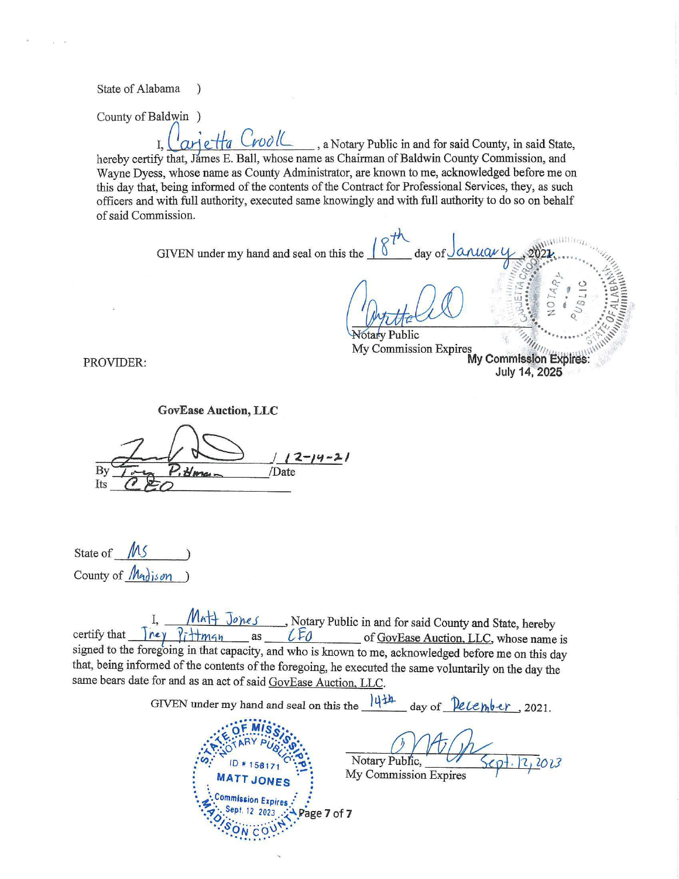State of Alabama )

County of Baldwin )

I, Carjetta Crook, a Notary Public in and for said County, in said State, hereby certify that, James E. Ball, whose name as Chairman of Baldwin County Commission, and Wayne Dyess, whose name as County Administrator, are known to me, acknowledged before me on this day that, being informed of the contents of the Contract for Professional Services, they, as such officers and with full authority, executed same knowingly and with full authority to do so on behalf of said Commission.

GIVEN under my hand and seal on this the 18th day of January, 2022.

Notary Public
My Commission Expires
My Commission Expires: July 14, 2025

PROVIDER:

**GovEase Auction, LLC**

By Trey P.Hman / 12-14-21 /Date
Its CEO

State of MS )
County of Madison )

I, Matt Jones, Notary Public in and for said County and State, hereby certify that Trey Pittman as CEO of GovEase Auction, LLC, whose name is signed to the foregoing in that capacity, and who is known to me, acknowledged before me on this day that, being informed of the contents of the foregoing, he executed the same voluntarily on the day the same bears date for and as an act of said GovEase Auction, LLC.

GIVEN under my hand and seal on this the 14th day of December, 2021.

Notary Public, Sept. 12, 2023
My Commission Expires

State of Mississippi Notary Public
ID # 158171
MATT JONES
Commission Expires Sept. 12, 2023
Madison County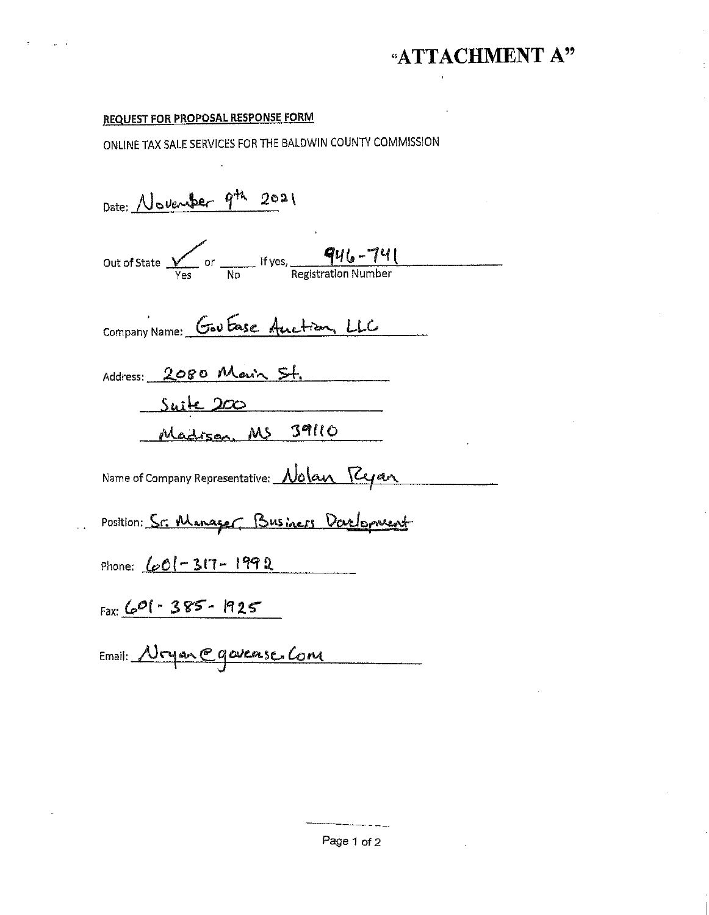# "ATTACHMENT A"

**REQUEST FOR PROPOSAL RESPONSE FORM**

ONLINE TAX SALE SERVICES FOR THE BALDWIN COUNTY COMMISSION

Date: November 9th 2021

Out of State ✓ Yes or ____ No If yes, 946-741 Registration Number

Company Name: Gov Ease Auction, LLC

Address: 2080 Main St.
Suite 200
Madison, MS 39110

Name of Company Representative: Nolan Ryan

Position: Sr. Manager, Business Development

Phone: 601-317-1992

Fax: 601-385-1925

Email: Nryan@govease.com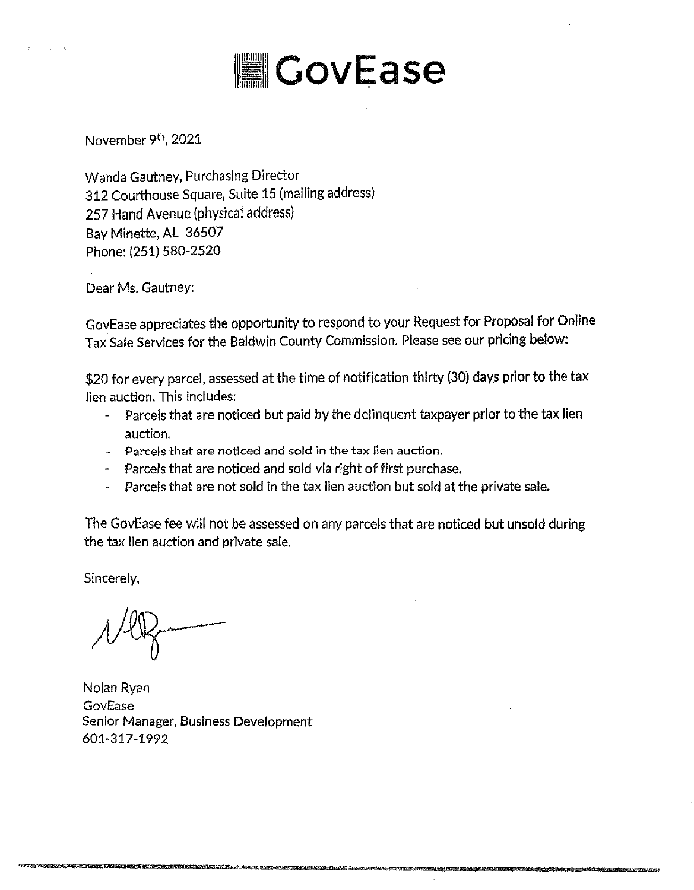# GovEase

November 9th, 2021

Wanda Gautney, Purchasing Director
312 Courthouse Square, Suite 15 (mailing address)
257 Hand Avenue (physical address)
Bay Minette, AL 36507
Phone: (251) 580-2520

Dear Ms. Gautney:

GovEase appreciates the opportunity to respond to your Request for Proposal for Online Tax Sale Services for the Baldwin County Commission. Please see our pricing below:

$20 for every parcel, assessed at the time of notification thirty (30) days prior to the tax lien auction. This includes:

- Parcels that are noticed but paid by the delinquent taxpayer prior to the tax lien auction.
- Parcels that are noticed and sold in the tax lien auction.
- Parcels that are noticed and sold via right of first purchase.
- Parcels that are not sold in the tax lien auction but sold at the private sale.

The GovEase fee will not be assessed on any parcels that are noticed but unsold during the tax lien auction and private sale.

Sincerely,

Nolan Ryan
GovEase
Senior Manager, Business Development
601-317-1992